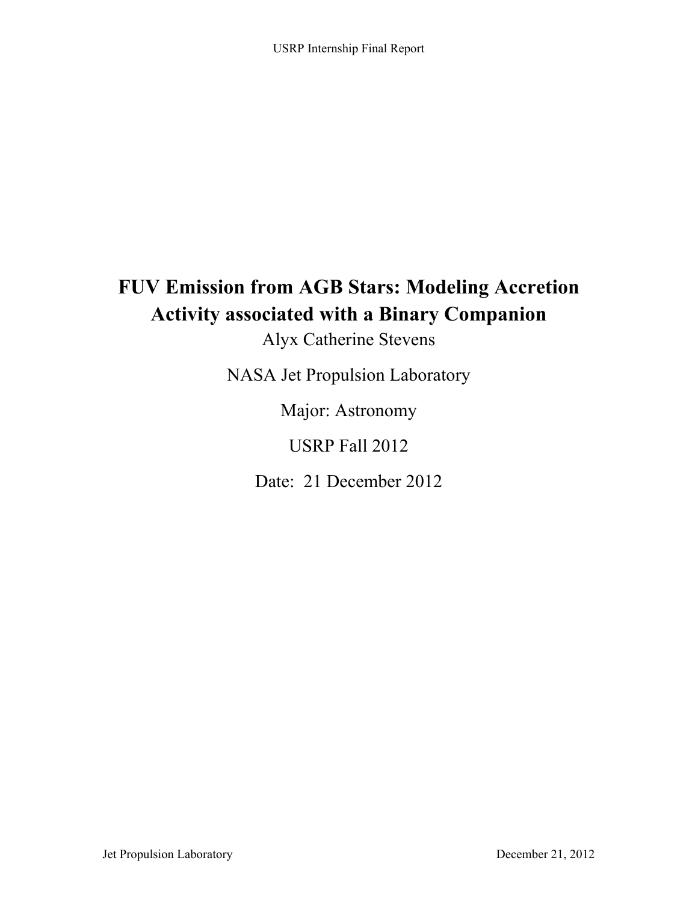# FUV Emission from AGB Stars: Modeling Accretion Activity associated with a Binary Companion

Alyx Catherine Stevens

NASA Jet Propulsion Laboratory

Major: Astronomy

USRP Fall 2012

Date: 21 December 2012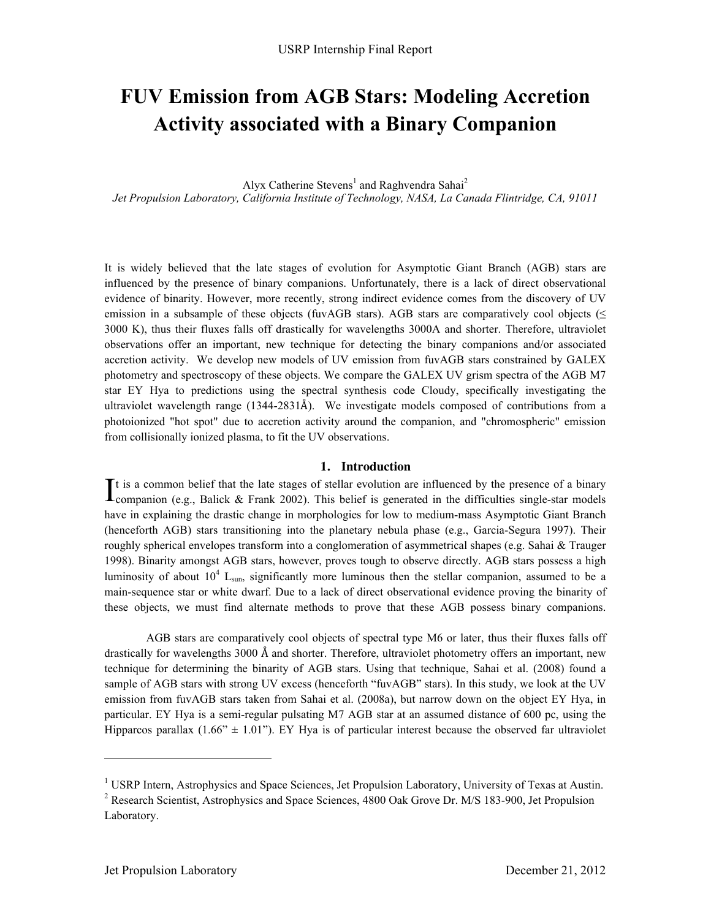# FUV Emission from AGB Stars: Modeling Accretion Activity associated with a Binary Companion

Alyx Catherine Stevens[1] and Raghvendra Sahai[2]

*Jet Propulsion Laboratory, California Institute of Technology, NASA, La Canada Flintridge, CA, 91011*

It is widely believed that the late stages of evolution for Asymptotic Giant Branch (AGB) stars are influenced by the presence of binary companions. Unfortunately, there is a lack of direct observational evidence of binarity. However, more recently, strong indirect evidence comes from the discovery of UV emission in a subsample of these objects (fuvAGB stars). AGB stars are comparatively cool objects (≤ 3000 K), thus their fluxes falls off drastically for wavelengths 3000A and shorter. Therefore, ultraviolet observations offer an important, new technique for detecting the binary companions and/or associated accretion activity. We develop new models of UV emission from fuvAGB stars constrained by GALEX photometry and spectroscopy of these objects. We compare the GALEX UV grism spectra of the AGB M7 star EY Hya to predictions using the spectral synthesis code Cloudy, specifically investigating the ultraviolet wavelength range (1344-2831Å). We investigate models composed of contributions from a photoionized "hot spot" due to accretion activity around the companion, and "chromospheric" emission from collisionally ionized plasma, to fit the UV observations.

## 1. Introduction

It is a common belief that the late stages of stellar evolution are influenced by the presence of a binary companion (e.g., Balick & Frank 2002). This belief is generated in the difficulties single-star models have in explaining the drastic change in morphologies for low to medium-mass Asymptotic Giant Branch (henceforth AGB) stars transitioning into the planetary nebula phase (e.g., Garcia-Segura 1997). Their roughly spherical envelopes transform into a conglomeration of asymmetrical shapes (e.g. Sahai & Trauger 1998). Binarity amongst AGB stars, however, proves tough to observe directly. AGB stars possess a high luminosity of about $10^4$ $L_{sun}$, significantly more luminous then the stellar companion, assumed to be a main-sequence star or white dwarf. Due to a lack of direct observational evidence proving the binarity of these objects, we must find alternate methods to prove that these AGB possess binary companions.

AGB stars are comparatively cool objects of spectral type M6 or later, thus their fluxes falls off drastically for wavelengths 3000 Å and shorter. Therefore, ultraviolet photometry offers an important, new technique for determining the binarity of AGB stars. Using that technique, Sahai et al. (2008) found a sample of AGB stars with strong UV excess (henceforth "fuvAGB" stars). In this study, we look at the UV emission from fuvAGB stars taken from Sahai et al. (2008a), but narrow down on the object EY Hya, in particular. EY Hya is a semi-regular pulsating M7 AGB star at an assumed distance of 600 pc, using the Hipparcos parallax (1.66" ± 1.01"). EY Hya is of particular interest because the observed far ultraviolet

[1] USRP Intern, Astrophysics and Space Sciences, Jet Propulsion Laboratory, University of Texas at Austin.

[2] Research Scientist, Astrophysics and Space Sciences, 4800 Oak Grove Dr. M/S 183-900, Jet Propulsion Laboratory.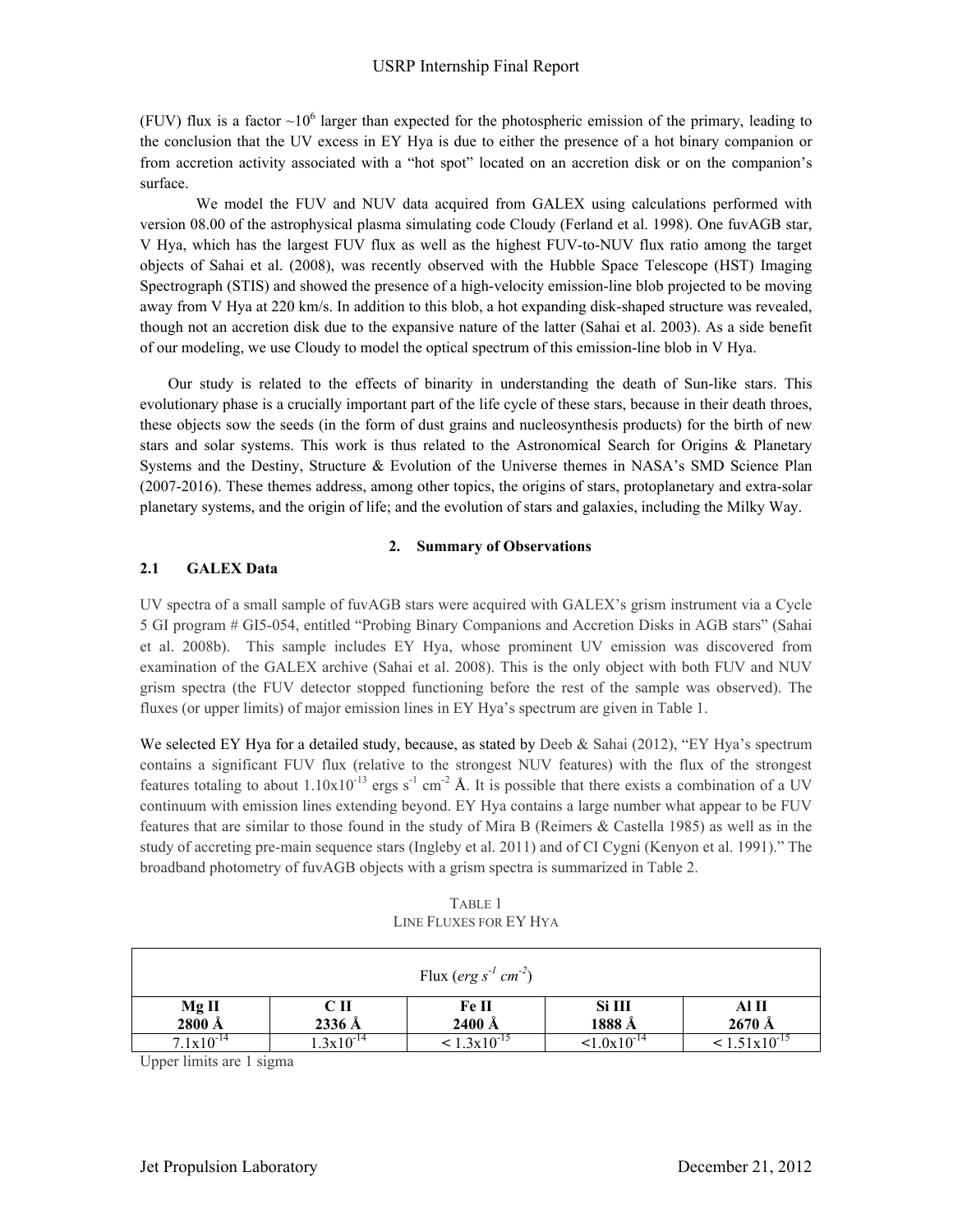(FUV) flux is a factor ~$10^6$ larger than expected for the photospheric emission of the primary, leading to the conclusion that the UV excess in EY Hya is due to either the presence of a hot binary companion or from accretion activity associated with a "hot spot" located on an accretion disk or on the companion's surface.

We model the FUV and NUV data acquired from GALEX using calculations performed with version 08.00 of the astrophysical plasma simulating code Cloudy (Ferland et al. 1998). One fuvAGB star, V Hya, which has the largest FUV flux as well as the highest FUV-to-NUV flux ratio among the target objects of Sahai et al. (2008), was recently observed with the Hubble Space Telescope (HST) Imaging Spectrograph (STIS) and showed the presence of a high-velocity emission-line blob projected to be moving away from V Hya at 220 km/s. In addition to this blob, a hot expanding disk-shaped structure was revealed, though not an accretion disk due to the expansive nature of the latter (Sahai et al. 2003). As a side benefit of our modeling, we use Cloudy to model the optical spectrum of this emission-line blob in V Hya.

Our study is related to the effects of binarity in understanding the death of Sun-like stars. This evolutionary phase is a crucially important part of the life cycle of these stars, because in their death throes, these objects sow the seeds (in the form of dust grains and nucleosynthesis products) for the birth of new stars and solar systems. This work is thus related to the Astronomical Search for Origins & Planetary Systems and the Destiny, Structure & Evolution of the Universe themes in NASA's SMD Science Plan (2007-2016). These themes address, among other topics, the origins of stars, protoplanetary and extra-solar planetary systems, and the origin of life; and the evolution of stars and galaxies, including the Milky Way.

## 2. Summary of Observations

### 2.1 GALEX Data

UV spectra of a small sample of fuvAGB stars were acquired with GALEX's grism instrument via a Cycle 5 GI program # GI5-054, entitled "Probing Binary Companions and Accretion Disks in AGB stars" (Sahai et al. 2008b). This sample includes EY Hya, whose prominent UV emission was discovered from examination of the GALEX archive (Sahai et al. 2008). This is the only object with both FUV and NUV grism spectra (the FUV detector stopped functioning before the rest of the sample was observed). The fluxes (or upper limits) of major emission lines in EY Hya's spectrum are given in Table 1.

We selected EY Hya for a detailed study, because, as stated by Deeb & Sahai (2012), "EY Hya's spectrum contains a significant FUV flux (relative to the strongest NUV features) with the flux of the strongest features totaling to about $1.10 \times 10^{-13}$ ergs s$^{-1}$ cm$^{-2}$ Å. It is possible that there exists a combination of a UV continuum with emission lines extending beyond. EY Hya contains a large number what appear to be FUV features that are similar to those found in the study of Mira B (Reimers & Castella 1985) as well as in the study of accreting pre-main sequence stars (Ingleby et al. 2011) and of CI Cygni (Kenyon et al. 1991)." The broadband photometry of fuvAGB objects with a grism spectra is summarized in Table 2.

TABLE 1
LINE FLUXES FOR EY HYA

| Flux (*erg s$^{-1}$ cm$^{-2}$*) | | | | |
|---|---|---|---|---|
| **Mg II 2800 Å** | **C II 2336 Å** | **Fe II 2400 Å** | **Si III 1888 Å** | **Al II 2670 Å** |
| $7.1 \times 10^{-14}$ | $1.3 \times 10^{-14}$ | $< 1.3 \times 10^{-15}$ | $< 1.0 \times 10^{-14}$ | $< 1.51 \times 10^{-15}$ |

Upper limits are 1 sigma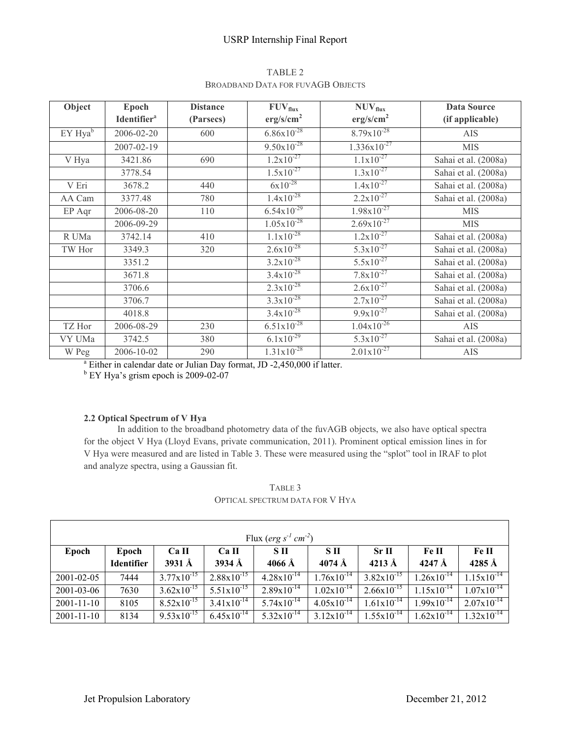TABLE 2

BROADBAND DATA FOR FUVAGB OBJECTS

| Object | Epoch Identifier[a] | Distance (Parsecs) | $FUV_{flux}$ erg/s/cm$^2$ | $NUV_{flux}$ erg/s/cm$^2$ | Data Source (if applicable) |
|---|---|---|---|---|---|
| EY Hya[b] | 2006-02-20 | 600 | $6.86x10^{-28}$ | $8.79x10^{-28}$ | AIS |
| | 2007-02-19 | | $9.50x10^{-28}$ | $1.336x10^{-27}$ | MIS |
| V Hya | 3421.86 | 690 | $1.2x10^{-27}$ | $1.1x10^{-27}$ | Sahai et al. (2008a) |
| | 3778.54 | | $1.5x10^{-27}$ | $1.3x10^{-27}$ | Sahai et al. (2008a) |
| V Eri | 3678.2 | 440 | $6x10^{-28}$ | $1.4x10^{-27}$ | Sahai et al. (2008a) |
| AA Cam | 3377.48 | 780 | $1.4x10^{-28}$ | $2.2x10^{-27}$ | Sahai et al. (2008a) |
| EP Aqr | 2006-08-20 | 110 | $6.54x10^{-29}$ | $1.98x10^{-27}$ | MIS |
| | 2006-09-29 | | $1.05x10^{-28}$ | $2.69x10^{-27}$ | MIS |
| R UMa | 3742.14 | 410 | $1.1x10^{-28}$ | $1.2x10^{-27}$ | Sahai et al. (2008a) |
| TW Hor | 3349.3 | 320 | $2.6x10^{-28}$ | $5.3x10^{-27}$ | Sahai et al. (2008a) |
| | 3351.2 | | $3.2x10^{-28}$ | $5.5x10^{-27}$ | Sahai et al. (2008a) |
| | 3671.8 | | $3.4x10^{-28}$ | $7.8x10^{-27}$ | Sahai et al. (2008a) |
| | 3706.6 | | $2.3x10^{-28}$ | $2.6x10^{-27}$ | Sahai et al. (2008a) |
| | 3706.7 | | $3.3x10^{-28}$ | $2.7x10^{-27}$ | Sahai et al. (2008a) |
| | 4018.8 | | $3.4x10^{-28}$ | $9.9x10^{-27}$ | Sahai et al. (2008a) |
| TZ Hor | 2006-08-29 | 230 | $6.51x10^{-28}$ | $1.04x10^{-26}$ | AIS |
| VY UMa | 3742.5 | 380 | $6.1x10^{-29}$ | $5.3x10^{-27}$ | Sahai et al. (2008a) |
| W Peg | 2006-10-02 | 290 | $1.31x10^{-28}$ | $2.01x10^{-27}$ | AIS |

[a] Either in calendar date or Julian Day format, JD -2,450,000 if latter.

[b] EY Hya's grism epoch is 2009-02-07

### 2.2 Optical Spectrum of V Hya

In addition to the broadband photometry data of the fuvAGB objects, we also have optical spectra for the object V Hya (Lloyd Evans, private communication, 2011). Prominent optical emission lines in for V Hya were measured and are listed in Table 3. These were measured using the "splot" tool in IRAF to plot and analyze spectra, using a Gaussian fit.

TABLE 3

OPTICAL SPECTRUM DATA FOR V HYA

| Flux (*erg s$^{-1}$ cm$^{-2}$*) | | | | | | | | |
|---|---|---|---|---|---|---|---|---|
| **Epoch** | **Epoch Identifier** | **Ca II 3931 Å** | **Ca II 3934 Å** | **S II 4066 Å** | **S II 4074 Å** | **Sr II 4213 Å** | **Fe II 4247 Å** | **Fe II 4285 Å** |
| 2001-02-05 | 7444 | $3.77x10^{-15}$ | $2.88x10^{-15}$ | $4.28x10^{-14}$ | $1.76x10^{-14}$ | $3.82x10^{-15}$ | $1.26x10^{-14}$ | $1.15x10^{-14}$ |
| 2001-03-06 | 7630 | $3.62x10^{-15}$ | $5.51x10^{-15}$ | $2.89x10^{-14}$ | $1.02x10^{-14}$ | $2.66x10^{-15}$ | $1.15x10^{-14}$ | $1.07x10^{-14}$ |
| 2001-11-10 | 8105 | $8.52x10^{-15}$ | $3.41x10^{-14}$ | $5.74x10^{-14}$ | $4.05x10^{-14}$ | $1.61x10^{-14}$ | $1.99x10^{-14}$ | $2.07x10^{-14}$ |
| 2001-11-10 | 8134 | $9.53x10^{-15}$ | $6.45x10^{-14}$ | $5.32x10^{-14}$ | $3.12x10^{-14}$ | $1.55x10^{-14}$ | $1.62x10^{-14}$ | $1.32x10^{-14}$ |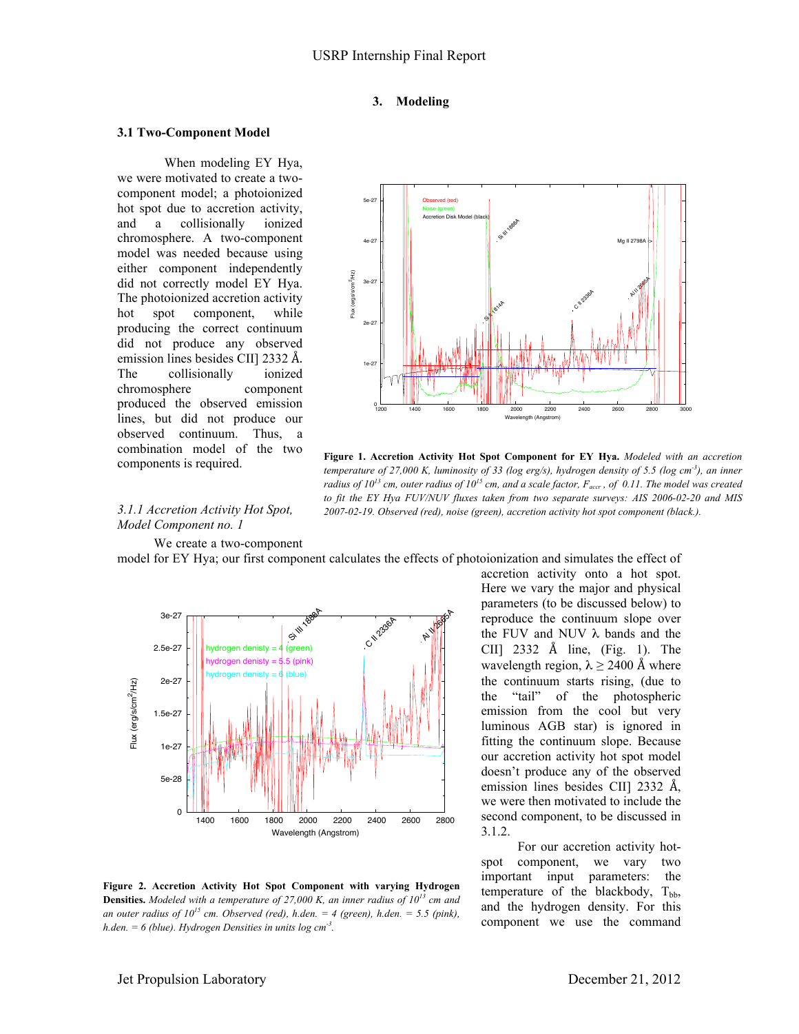## 3. Modeling

### 3.1 Two-Component Model

When modeling EY Hya, we were motivated to create a two-component model; a photoionized hot spot due to accretion activity, and a collisionally ionized chromosphere. A two-component model was needed because using either component independently did not correctly model EY Hya. The photoionized accretion activity hot spot component, while producing the correct continuum did not produce any observed emission lines besides CII] 2332 Å. The collisionally ionized chromosphere component produced the observed emission lines, but did not produce our observed continuum. Thus, a combination model of the two components is required.

**Figure 1. Accretion Activity Hot Spot Component for EY Hya.** *Modeled with an accretion temperature of 27,000 K, luminosity of 33 (log erg/s), hydrogen density of 5.5 (log cm$^{-3}$), an inner radius of $10^{13}$ cm, outer radius of $10^{15}$ cm, and a scale factor, $F_{accr}$, of 0.11. The model was created to fit the EY Hya FUV/NUV fluxes taken from two separate surveys: AIS 2006-02-20 and MIS 2007-02-19. Observed (red), noise (green), accretion activity hot spot component (black.).*

#### *3.1.1 Accretion Activity Hot Spot, Model Component no. 1*

We create a two-component model for EY Hya; our first component calculates the effects of photoionization and simulates the effect of accretion activity onto a hot spot. Here we vary the major and physical parameters (to be discussed below) to reproduce the continuum slope over the FUV and NUV λ bands and the CII] 2332 Å line, (Fig. 1). The wavelength region, λ ≥ 2400 Å where the continuum starts rising, (due to the "tail" of the photospheric emission from the cool but very luminous AGB star) is ignored in fitting the continuum slope. Because our accretion activity hot spot model doesn't produce any of the observed emission lines besides CII] 2332 Å, we were then motivated to include the second component, to be discussed in 3.1.2.

**Figure 2. Accretion Activity Hot Spot Component with varying Hydrogen Densities.** *Modeled with a temperature of 27,000 K, an inner radius of $10^{13}$ cm and an outer radius of $10^{15}$ cm. Observed (red), h.den. = 4 (green), h.den. = 5.5 (pink), h.den. = 6 (blue). Hydrogen Densities in units log cm$^{-3}$.*

For our accretion activity hot-spot component, we vary two important input parameters: the temperature of the blackbody, $T_{bb}$, and the hydrogen density. For this component we use the command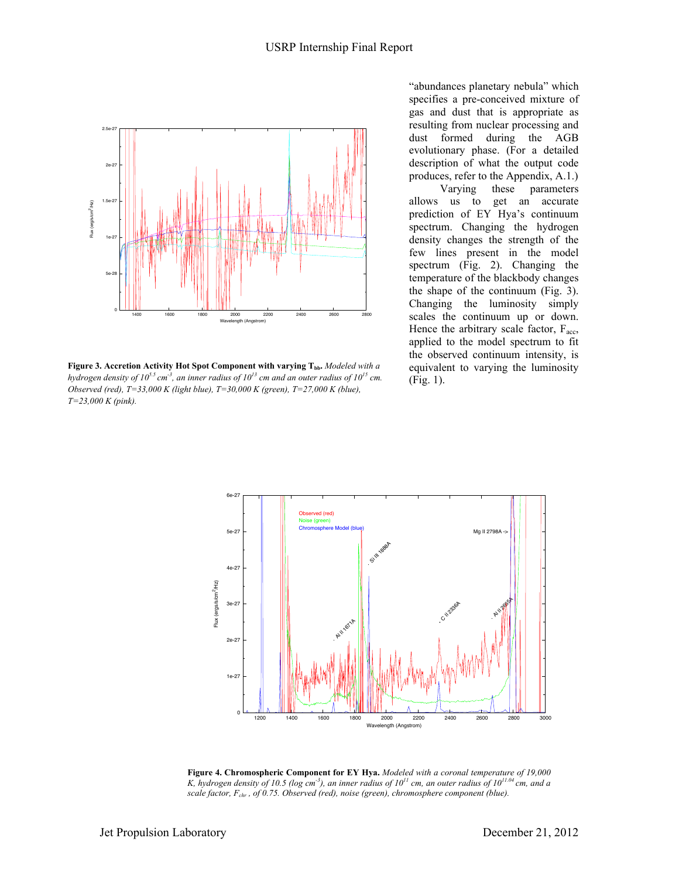"abundances planetary nebula" which specifies a pre-conceived mixture of gas and dust that is appropriate as resulting from nuclear processing and dust formed during the AGB evolutionary phase. (For a detailed description of what the output code produces, refer to the Appendix, A.1.)

Varying these parameters allows us to get an accurate prediction of EY Hya's continuum spectrum. Changing the hydrogen density changes the strength of the few lines present in the model spectrum (Fig. 2). Changing the temperature of the blackbody changes the shape of the continuum (Fig. 3). Changing the luminosity simply scales the continuum up or down. Hence the arbitrary scale factor, $F_{acc}$, applied to the model spectrum to fit the observed continuum intensity, is equivalent to varying the luminosity (Fig. 1).

**Figure 3. Accretion Activity Hot Spot Component with varying $T_{bb}$.** *Modeled with a hydrogen density of $10^{5.5}$ $cm^{-3}$, an inner radius of $10^{13}$ cm and an outer radius of $10^{15}$ cm. Observed (red), T=33,000 K (light blue), T=30,000 K (green), T=27,000 K (blue), T=23,000 K (pink).*

**Figure 4. Chromospheric Component for EY Hya.** *Modeled with a coronal temperature of 19,000 K, hydrogen density of 10.5 (log $cm^{-3}$), an inner radius of $10^{11}$ cm, an outer radius of $10^{11.04}$ cm, and a scale factor, $F_{chr}$, of 0.75. Observed (red), noise (green), chromosphere component (blue).*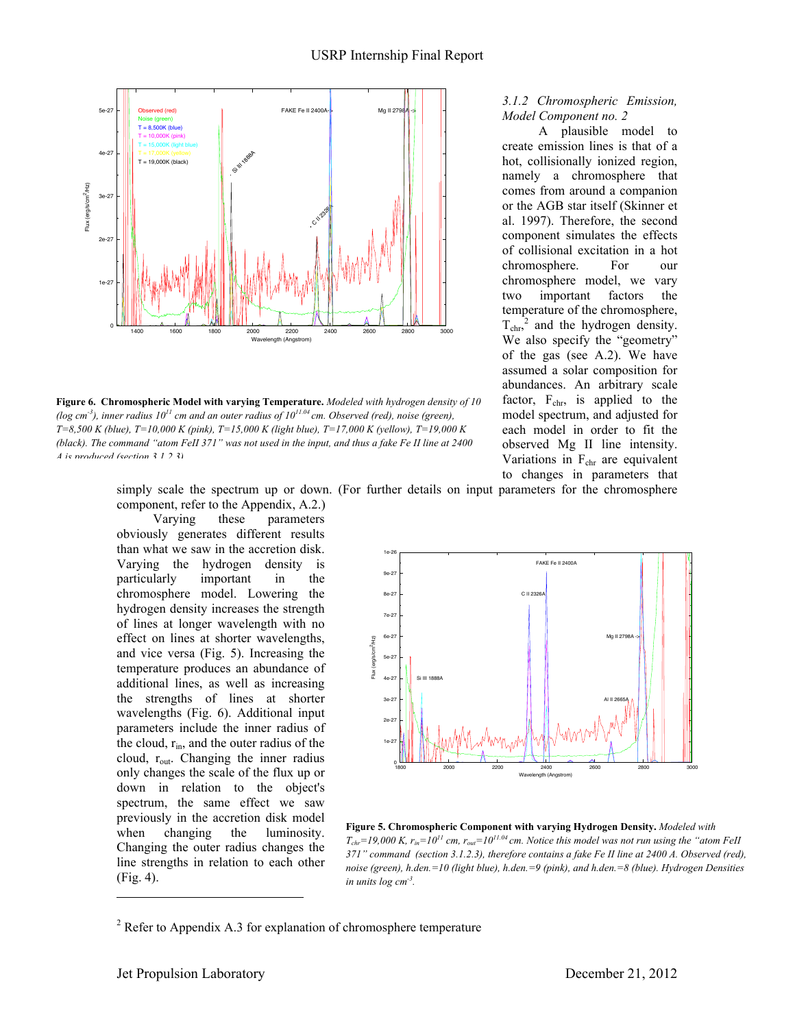### 3.1.2 Chromospheric Emission, Model Component no. 2

A plausible model to create emission lines is that of a hot, collisionally ionized region, namely a chromosphere that comes from around a companion or the AGB star itself (Skinner et al. 1997). Therefore, the second component simulates the effects of collisional excitation in a hot chromosphere. For our chromosphere model, we vary two important factors the temperature of the chromosphere, $T_{chr}$,[2] and the hydrogen density. We also specify the "geometry" of the gas (see A.2). We have assumed a solar composition for abundances. An arbitrary scale factor, $F_{chr}$, is applied to the model spectrum, and adjusted for each model in order to fit the observed Mg II line intensity. Variations in $F_{chr}$ are equivalent to changes in parameters that simply scale the spectrum up or down. (For further details on input parameters for the chromosphere component, refer to the Appendix, A.2.)

**Figure 6. Chromospheric Model with varying Temperature.** *Modeled with hydrogen density of 10 (log cm$^{-3}$), inner radius $10^{11}$ cm and an outer radius of $10^{11.04}$ cm. Observed (red), noise (green), T=8,500 K (blue), T=10,000 K (pink), T=15,000 K (light blue), T=17,000 K (yellow), T=19,000 K (black). The command "atom FeII 371" was not used in the input, and thus a fake Fe II line at 2400 A is produced (section 3.1.2.3).*

Varying these parameters obviously generates different results than what we saw in the accretion disk. Varying the hydrogen density is particularly important in the chromosphere model. Lowering the hydrogen density increases the strength of lines at longer wavelength with no effect on lines at shorter wavelengths, and vice versa (Fig. 5). Increasing the temperature produces an abundance of additional lines, as well as increasing the strengths of lines at shorter wavelengths (Fig. 6). Additional input parameters include the inner radius of the cloud, $r_{in}$, and the outer radius of the cloud, $r_{out}$. Changing the inner radius only changes the scale of the flux up or down in relation to the object's spectrum, the same effect we saw previously in the accretion disk model when changing the luminosity. Changing the outer radius changes the line strengths in relation to each other (Fig. 4).

**Figure 5. Chromospheric Component with varying Hydrogen Density.** *Modeled with $T_{chr}$=19,000 K, $r_{in}$=$10^{11}$ cm, $r_{out}$=$10^{11.04}$ cm. Notice this model was not run using the "atom FeII 371" command (section 3.1.2.3), therefore contains a fake Fe II line at 2400 A. Observed (red), noise (green), h.den.=10 (light blue), h.den.=9 (pink), and h.den.=8 (blue). Hydrogen Densities in units log cm$^{-3}$.*

---

[2] Refer to Appendix A.3 for explanation of chromosphere temperature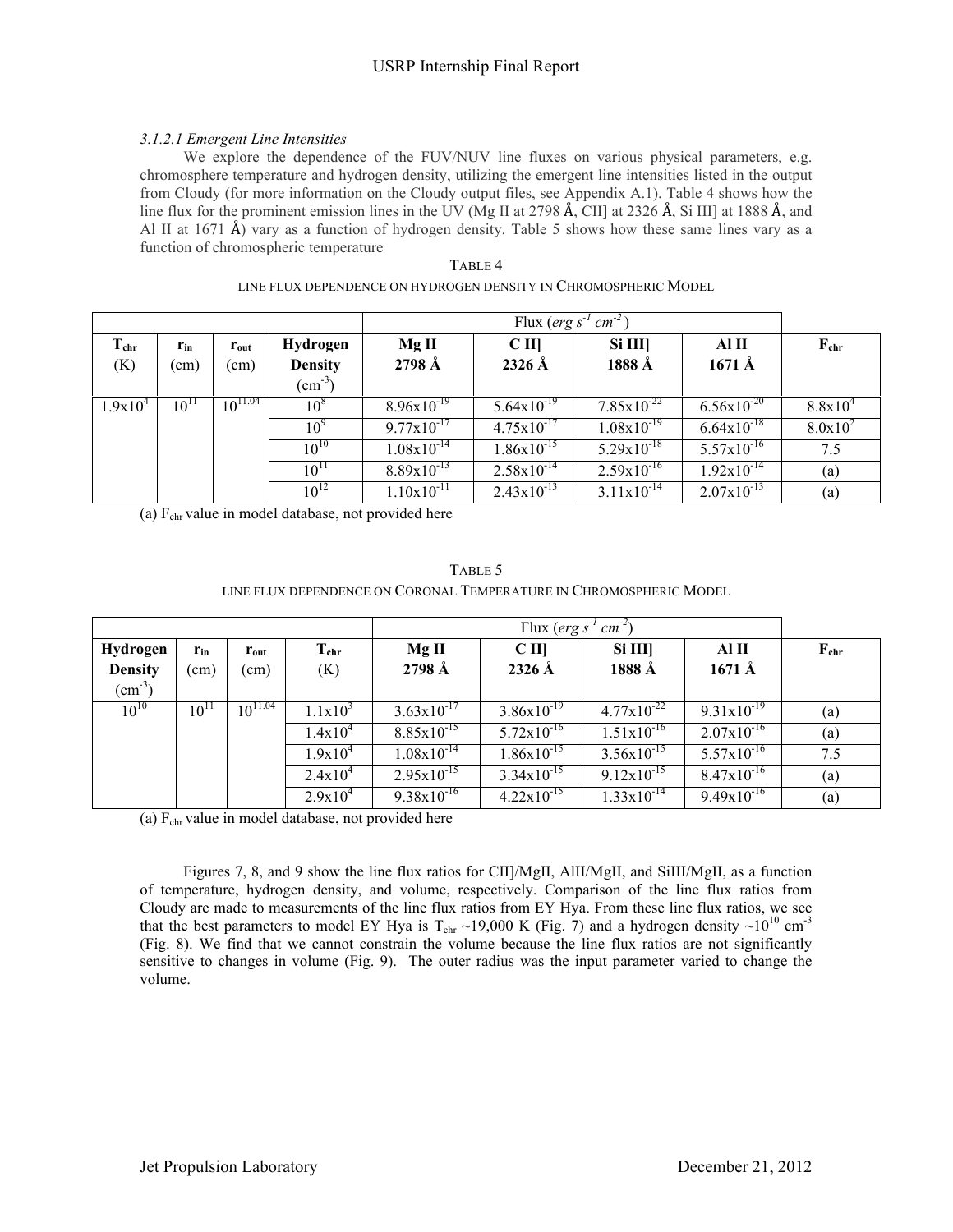#### *3.1.2.1 Emergent Line Intensities*

We explore the dependence of the FUV/NUV line fluxes on various physical parameters, e.g. chromosphere temperature and hydrogen density, utilizing the emergent line intensities listed in the output from Cloudy (for more information on the Cloudy output files, see Appendix A.1). Table 4 shows how the line flux for the prominent emission lines in the UV (Mg II at 2798 Å, CII] at 2326 Å, Si III] at 1888 Å, and Al II at 1671 Å) vary as a function of hydrogen density. Table 5 shows how these same lines vary as a function of chromospheric temperature

TABLE 4

LINE FLUX DEPENDENCE ON HYDROGEN DENSITY IN CHROMOSPHERIC MODEL

| | | | | Flux (*erg* $s^{-1}$ $cm^{-2}$) | | | | |
|---|---|---|---|---|---|---|---|---|
| $T_{chr}$ (K) | $r_{in}$ (cm) | $r_{out}$ (cm) | Hydrogen Density ($cm^{-3}$) | Mg II 2798 Å | C II] 2326 Å | Si III] 1888 Å | Al II 1671 Å | $F_{chr}$ |
| $1.9\text{x}10^{4}$ | $10^{11}$ | $10^{11.04}$ | $10^{8}$ | $8.96\text{x}10^{-19}$ | $5.64\text{x}10^{-19}$ | $7.85\text{x}10^{-22}$ | $6.56\text{x}10^{-20}$ | $8.8\text{x}10^{4}$ |
| | | | $10^{9}$ | $9.77\text{x}10^{-17}$ | $4.75\text{x}10^{-17}$ | $1.08\text{x}10^{-19}$ | $6.64\text{x}10^{-18}$ | $8.0\text{x}10^{2}$ |
| | | | $10^{10}$ | $1.08\text{x}10^{-14}$ | $1.86\text{x}10^{-15}$ | $5.29\text{x}10^{-18}$ | $5.57\text{x}10^{-16}$ | 7.5 |
| | | | $10^{11}$ | $8.89\text{x}10^{-13}$ | $2.58\text{x}10^{-14}$ | $2.59\text{x}10^{-16}$ | $1.92\text{x}10^{-14}$ | (a) |
| | | | $10^{12}$ | $1.10\text{x}10^{-11}$ | $2.43\text{x}10^{-13}$ | $3.11\text{x}10^{-14}$ | $2.07\text{x}10^{-13}$ | (a) |

(a) $F_{chr}$ value in model database, not provided here

TABLE 5

LINE FLUX DEPENDENCE ON CORONAL TEMPERATURE IN CHROMOSPHERIC MODEL

| | | | | Flux (*erg* $s^{-1}$ $cm^{-2}$) | | | | |
|---|---|---|---|---|---|---|---|---|
| Hydrogen Density ($cm^{-3}$) | $r_{in}$ (cm) | $r_{out}$ (cm) | $T_{chr}$ (K) | Mg II 2798 Å | C II] 2326 Å | Si III] 1888 Å | Al II 1671 Å | $F_{chr}$ |
| $10^{10}$ | $10^{11}$ | $10^{11.04}$ | $1.1\text{x}10^{3}$ | $3.63\text{x}10^{-17}$ | $3.86\text{x}10^{-19}$ | $4.77\text{x}10^{-22}$ | $9.31\text{x}10^{-19}$ | (a) |
| | | | $1.4\text{x}10^{4}$ | $8.85\text{x}10^{-15}$ | $5.72\text{x}10^{-16}$ | $1.51\text{x}10^{-16}$ | $2.07\text{x}10^{-16}$ | (a) |
| | | | $1.9\text{x}10^{4}$ | $1.08\text{x}10^{-14}$ | $1.86\text{x}10^{-15}$ | $3.56\text{x}10^{-15}$ | $5.57\text{x}10^{-16}$ | 7.5 |
| | | | $2.4\text{x}10^{4}$ | $2.95\text{x}10^{-15}$ | $3.34\text{x}10^{-15}$ | $9.12\text{x}10^{-15}$ | $8.47\text{x}10^{-16}$ | (a) |
| | | | $2.9\text{x}10^{4}$ | $9.38\text{x}10^{-16}$ | $4.22\text{x}10^{-15}$ | $1.33\text{x}10^{-14}$ | $9.49\text{x}10^{-16}$ | (a) |

(a) $F_{chr}$ value in model database, not provided here

Figures 7, 8, and 9 show the line flux ratios for CII]/MgII, AlII/MgII, and SiIII/MgII, as a function of temperature, hydrogen density, and volume, respectively. Comparison of the line flux ratios from Cloudy are made to measurements of the line flux ratios from EY Hya. From these line flux ratios, we see that the best parameters to model EY Hya is $T_{chr}$ ~19,000 K (Fig. 7) and a hydrogen density ~$10^{10}$ $cm^{-3}$ (Fig. 8). We find that we cannot constrain the volume because the line flux ratios are not significantly sensitive to changes in volume (Fig. 9). The outer radius was the input parameter varied to change the volume.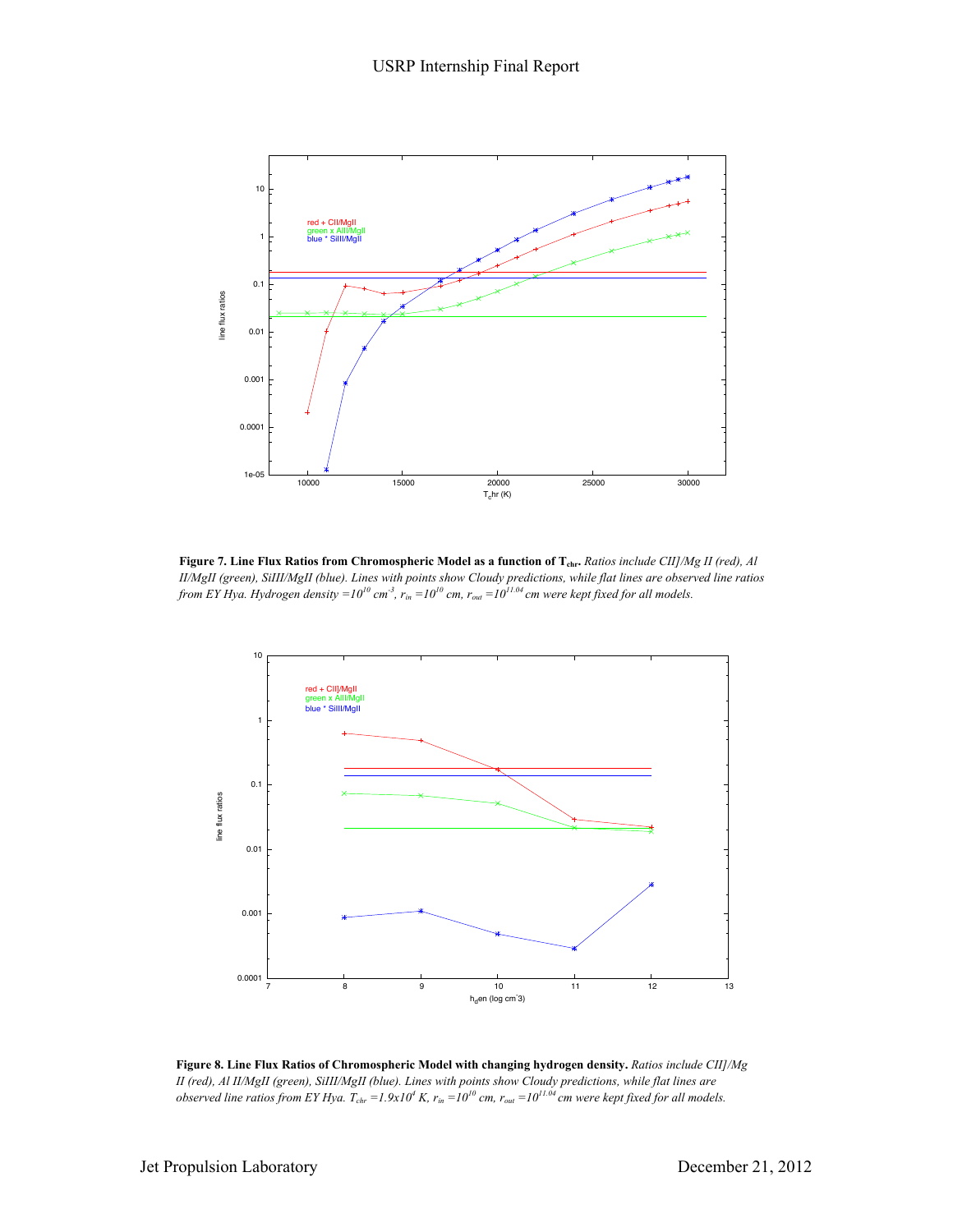**Figure 7. Line Flux Ratios from Chromospheric Model as a function of $T_{chr}$.** *Ratios include CII]/Mg II (red), Al II/MgII (green), SiIII/MgII (blue). Lines with points show Cloudy predictions, while flat lines are observed line ratios from EY Hya. Hydrogen density =$10^{10}$ $cm^{-3}$, $r_{in}$ =$10^{10}$ cm, $r_{out}$ =$10^{11.04}$ cm were kept fixed for all models.*

**Figure 8. Line Flux Ratios of Chromospheric Model with changing hydrogen density.** *Ratios include CII]/Mg II (red), Al II/MgII (green), SiIII/MgII (blue). Lines with points show Cloudy predictions, while flat lines are observed line ratios from EY Hya. $T_{chr}$ =$1.9\text{x}10^4$ K, $r_{in}$ =$10^{10}$ cm, $r_{out}$ =$10^{11.04}$ cm were kept fixed for all models.*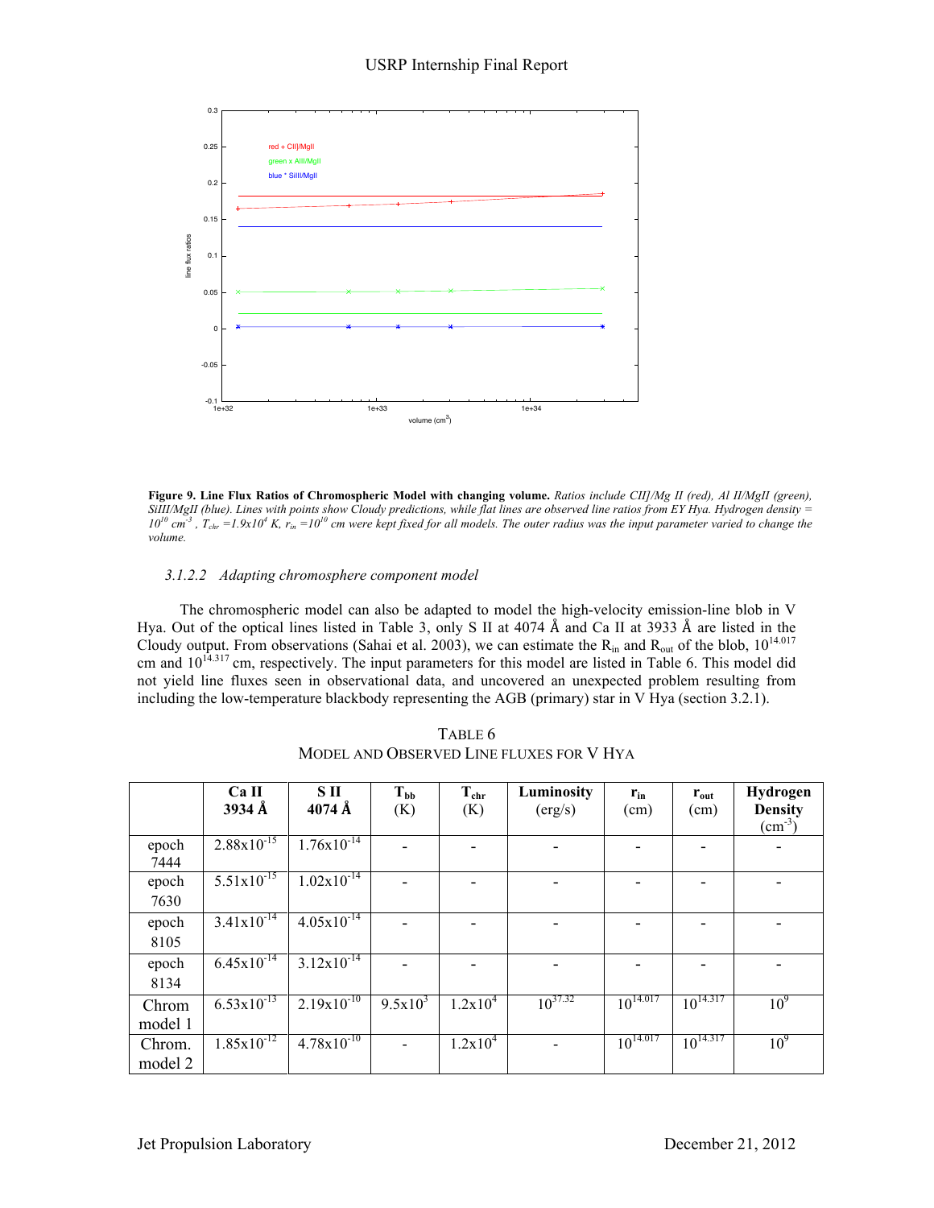Figure 9. **Line Flux Ratios of Chromospheric Model with changing volume.** *Ratios include CII]/Mg II (red), Al II/MgII (green), SiIII/MgII (blue). Lines with points show Cloudy predictions, while flat lines are observed line ratios from EY Hya. Hydrogen density = $10^{10}$ $cm^{-3}$ , $T_{chr}$ =$1.9x10^4$ K, $r_{in}$ =$10^{10}$ cm were kept fixed for all models. The outer radius was the input parameter varied to change the volume.*

#### *3.1.2.2 Adapting chromosphere component model*

The chromospheric model can also be adapted to model the high-velocity emission-line blob in V Hya. Out of the optical lines listed in Table 3, only S II at 4074 Å and Ca II at 3933 Å are listed in the Cloudy output. From observations (Sahai et al. 2003), we can estimate the $R_{in}$ and $R_{out}$ of the blob, $10^{14.017}$ cm and $10^{14.317}$ cm, respectively. The input parameters for this model are listed in Table 6. This model did not yield line fluxes seen in observational data, and uncovered an unexpected problem resulting from including the low-temperature blackbody representing the AGB (primary) star in V Hya (section 3.2.1).

TABLE 6
MODEL AND OBSERVED LINE FLUXES FOR V HYA

| | Ca II 3934 Å | S II 4074 Å | $T_{bb}$ (K) | $T_{chr}$ (K) | Luminosity (erg/s) | $r_{in}$ (cm) | $r_{out}$ (cm) | Hydrogen Density ($cm^{-3}$) |
|---|---|---|---|---|---|---|---|---|
| epoch 7444 | $2.88x10^{-15}$ | $1.76x10^{-14}$ | - | - | - | - | - | - |
| epoch 7630 | $5.51x10^{-15}$ | $1.02x10^{-14}$ | - | - | - | - | - | - |
| epoch 8105 | $3.41x10^{-14}$ | $4.05x10^{-14}$ | - | - | - | - | - | - |
| epoch 8134 | $6.45x10^{-14}$ | $3.12x10^{-14}$ | - | - | - | - | - | - |
| Chrom model 1 | $6.53x10^{-13}$ | $2.19x10^{-10}$ | $9.5x10^3$ | $1.2x10^4$ | $10^{37.32}$ | $10^{14.017}$ | $10^{14.317}$ | $10^9$ |
| Chrom. model 2 | $1.85x10^{-12}$ | $4.78x10^{-10}$ | - | $1.2x10^4$ | - | $10^{14.017}$ | $10^{14.317}$ | $10^9$ |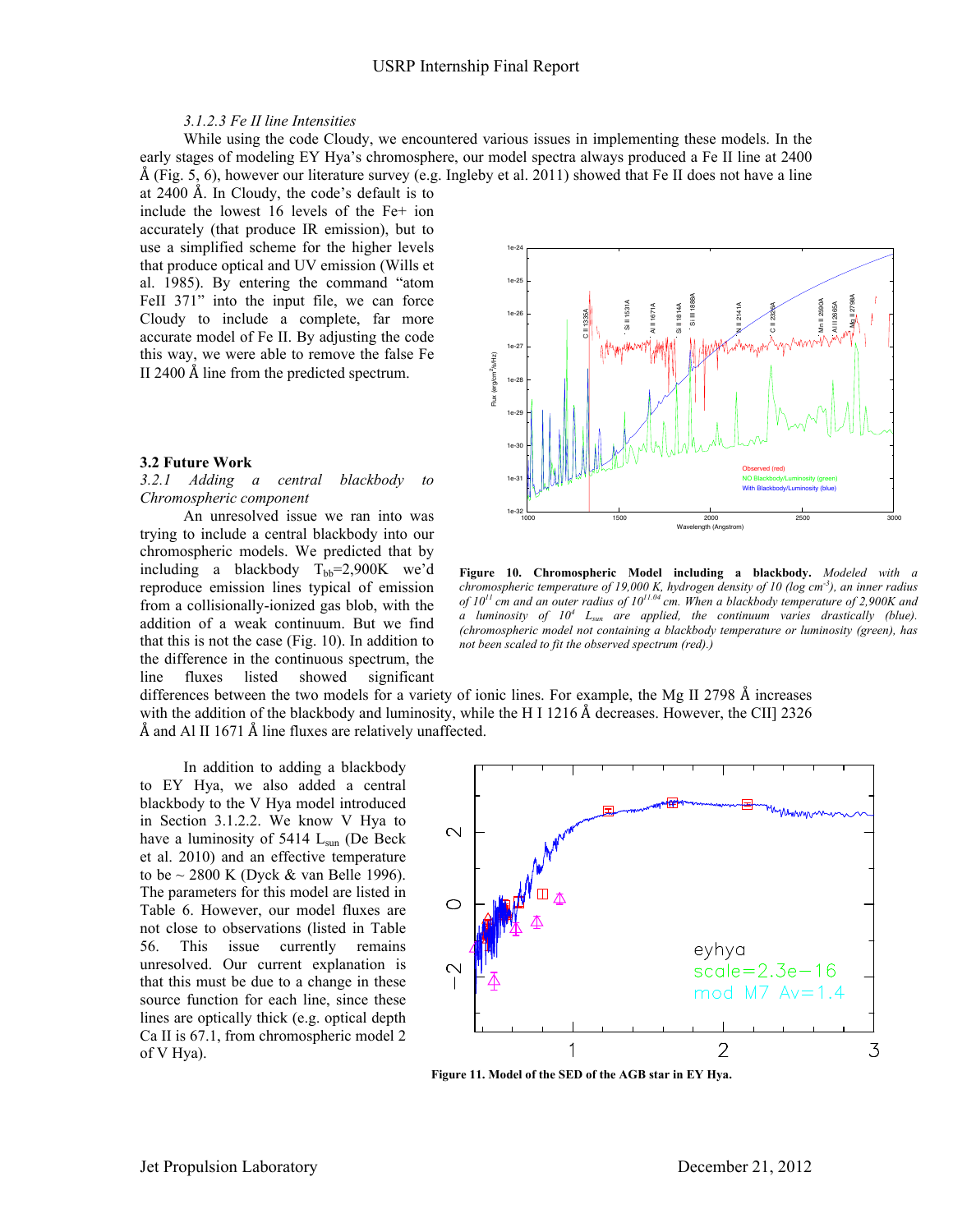#### *3.1.2.3 Fe II line Intensities*

While using the code Cloudy, we encountered various issues in implementing these models. In the early stages of modeling EY Hya's chromosphere, our model spectra always produced a Fe II line at 2400 Å (Fig. 5, 6), however our literature survey (e.g. Ingleby et al. 2011) showed that Fe II does not have a line at 2400 Å. In Cloudy, the code's default is to include the lowest 16 levels of the Fe+ ion accurately (that produce IR emission), but to use a simplified scheme for the higher levels that produce optical and UV emission (Wills et al. 1985). By entering the command "atom FeII 371" into the input file, we can force Cloudy to include a complete, far more accurate model of Fe II. By adjusting the code this way, we were able to remove the false Fe II 2400 Å line from the predicted spectrum.

### 3.2 Future Work

#### *3.2.1 Adding a central blackbody to Chromospheric component*

An unresolved issue we ran into was trying to include a central blackbody into our chromospheric models. We predicted that by including a blackbody $T_{bb}$=2,900K we'd reproduce emission lines typical of emission from a collisionally-ionized gas blob, with the addition of a weak continuum. But we find that this is not the case (Fig. 10). In addition to the difference in the continuous spectrum, the line fluxes listed showed significant differences between the two models for a variety of ionic lines. For example, the Mg II 2798 Å increases with the addition of the blackbody and luminosity, while the H I 1216 Å decreases. However, the CII] 2326 Å and Al II 1671 Å line fluxes are relatively unaffected.

**Figure 10. Chromospheric Model including a blackbody.** *Modeled with a chromospheric temperature of 19,000 K, hydrogen density of 10 (log cm$^{-3}$), an inner radius of $10^{11}$ cm and an outer radius of $10^{11.04}$ cm. When a blackbody temperature of 2,900K and a luminosity of $10^4$ $L_{sun}$ are applied, the continuum varies drastically (blue). (chromospheric model not containing a blackbody temperature or luminosity (green), has not been scaled to fit the observed spectrum (red).)*

In addition to adding a blackbody to EY Hya, we also added a central blackbody to the V Hya model introduced in Section 3.1.2.2. We know V Hya to have a luminosity of 5414 $L_{sun}$ (De Beck et al. 2010) and an effective temperature to be ~ 2800 K (Dyck & van Belle 1996). The parameters for this model are listed in Table 6. However, our model fluxes are not close to observations (listed in Table 56. This issue currently remains unresolved. Our current explanation is that this must be due to a change in these source function for each line, since these lines are optically thick (e.g. optical depth Ca II is 67.1, from chromospheric model 2 of V Hya).

**Figure 11. Model of the SED of the AGB star in EY Hya.**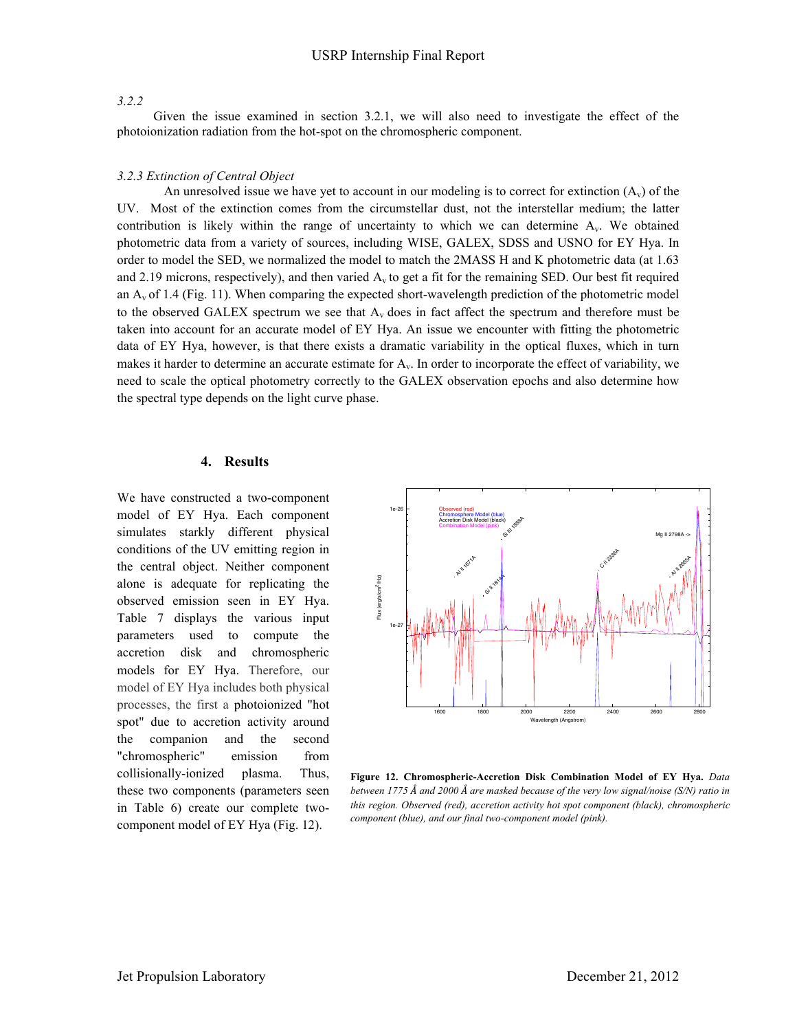*3.2.2*

Given the issue examined in section 3.2.1, we will also need to investigate the effect of the photoionization radiation from the hot-spot on the chromospheric component.

*3.2.3 Extinction of Central Object*

An unresolved issue we have yet to account in our modeling is to correct for extinction ($A_v$) of the UV. Most of the extinction comes from the circumstellar dust, not the interstellar medium; the latter contribution is likely within the range of uncertainty to which we can determine $A_v$. We obtained photometric data from a variety of sources, including WISE, GALEX, SDSS and USNO for EY Hya. In order to model the SED, we normalized the model to match the 2MASS H and K photometric data (at 1.63 and 2.19 microns, respectively), and then varied $A_v$ to get a fit for the remaining SED. Our best fit required an $A_v$ of 1.4 (Fig. 11). When comparing the expected short-wavelength prediction of the photometric model to the observed GALEX spectrum we see that $A_v$ does in fact affect the spectrum and therefore must be taken into account for an accurate model of EY Hya. An issue we encounter with fitting the photometric data of EY Hya, however, is that there exists a dramatic variability in the optical fluxes, which in turn makes it harder to determine an accurate estimate for $A_v$. In order to incorporate the effect of variability, we need to scale the optical photometry correctly to the GALEX observation epochs and also determine how the spectral type depends on the light curve phase.

## 4. Results

We have constructed a two-component model of EY Hya. Each component simulates starkly different physical conditions of the UV emitting region in the central object. Neither component alone is adequate for replicating the observed emission seen in EY Hya. Table 7 displays the various input parameters used to compute the accretion disk and chromospheric models for EY Hya. Therefore, our model of EY Hya includes both physical processes, the first a photoionized "hot spot" due to accretion activity around the companion and the second "chromospheric" emission from collisionally-ionized plasma. Thus, these two components (parameters seen in Table 6) create our complete two-component model of EY Hya (Fig. 12).

**Figure 12. Chromospheric-Accretion Disk Combination Model of EY Hya.** *Data between 1775 Å and 2000 Å are masked because of the very low signal/noise (S/N) ratio in this region. Observed (red), accretion activity hot spot component (black), chromospheric component (blue), and our final two-component model (pink).*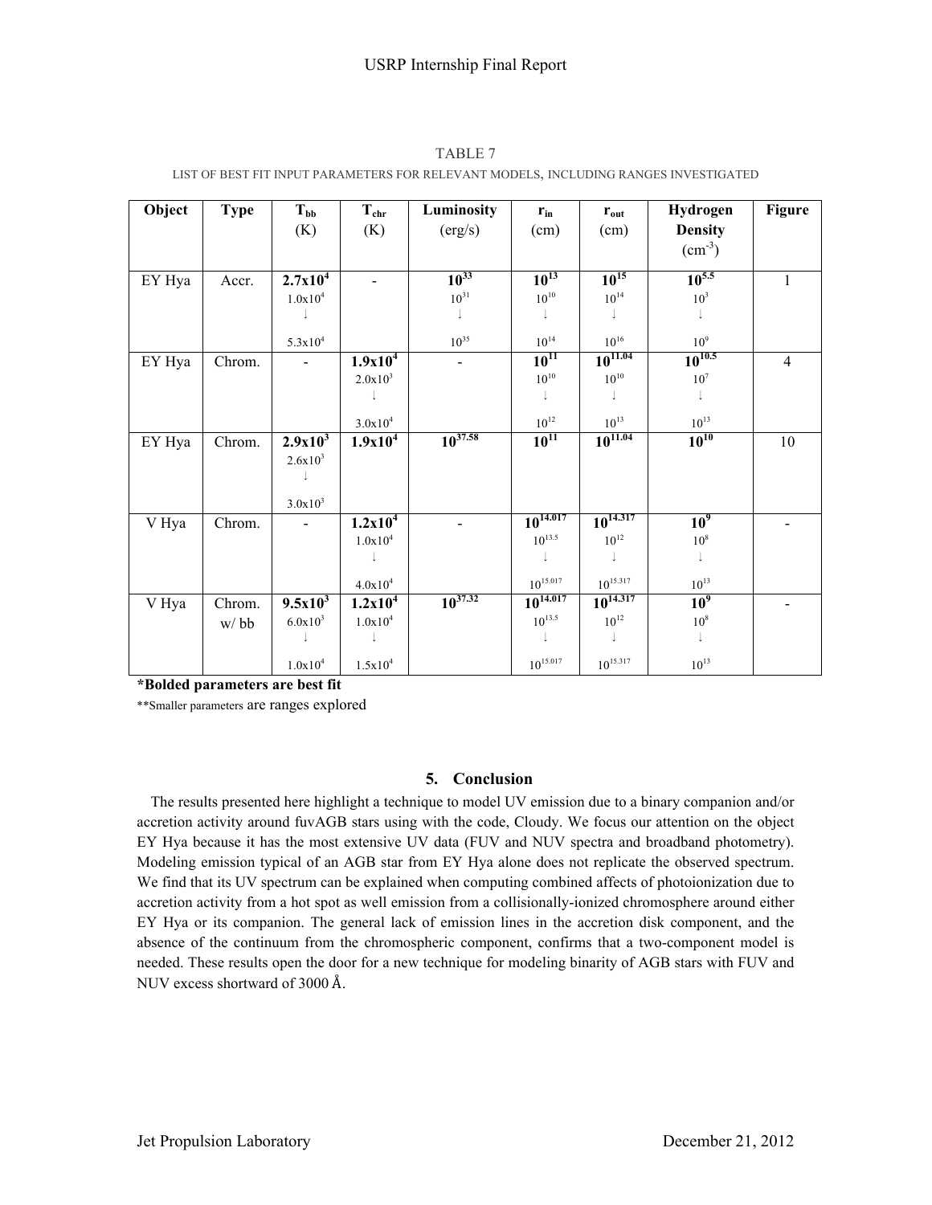TABLE 7

LIST OF BEST FIT INPUT PARAMETERS FOR RELEVANT MODELS, INCLUDING RANGES INVESTIGATED

| Object | Type | $T_{bb}$ (K) | $T_{chr}$ (K) | Luminosity (erg/s) | $r_{in}$ (cm) | $r_{out}$ (cm) | Hydrogen Density ($cm^{-3}$) | Figure |
|---|---|---|---|---|---|---|---|---|
| EY Hya | Accr. | **$2.7x10^4$** $1.0x10^4$ ↓ $5.3x10^4$ | - | **$10^{33}$** $10^{31}$ ↓ $10^{35}$ | **$10^{13}$** $10^{10}$ ↓ $10^{14}$ | **$10^{15}$** $10^{14}$ ↓ $10^{16}$ | **$10^{5.5}$** $10^{3}$ ↓ $10^{9}$ | 1 |
| EY Hya | Chrom. | - | **$1.9x10^4$** $2.0x10^3$ ↓ $3.0x10^4$ | - | **$10^{11}$** $10^{10}$ ↓ $10^{12}$ | **$10^{11.04}$** $10^{10}$ ↓ $10^{13}$ | **$10^{10.5}$** $10^{7}$ ↓ $10^{13}$ | 4 |
| EY Hya | Chrom. | **$2.9x10^3$** $2.6x10^3$ ↓ $3.0x10^3$ | **$1.9x10^4$** | **$10^{37.58}$** | **$10^{11}$** | **$10^{11.04}$** | **$10^{10}$** | 10 |
| V Hya | Chrom. | - | **$1.2x10^4$** $1.0x10^4$ ↓ $4.0x10^4$ | - | **$10^{14.017}$** $10^{13.5}$ ↓ $10^{15.017}$ | **$10^{14.317}$** $10^{12}$ ↓ $10^{15.317}$ | **$10^{9}$** $10^{8}$ ↓ $10^{13}$ | - |
| V Hya | Chrom. w/ bb | **$9.5x10^3$** $6.0x10^3$ ↓ $1.0x10^4$ | **$1.2x10^4$** $1.0x10^4$ ↓ $1.5x10^4$ | **$10^{37.32}$** | **$10^{14.017}$** $10^{13.5}$ ↓ $10^{15.017}$ | **$10^{14.317}$** $10^{12}$ ↓ $10^{15.317}$ | **$10^{9}$** $10^{8}$ ↓ $10^{13}$ | - |

**\*Bolded parameters are best fit**

\*\*Smaller parameters are ranges explored

## 5. Conclusion

The results presented here highlight a technique to model UV emission due to a binary companion and/or accretion activity around fuvAGB stars using with the code, Cloudy. We focus our attention on the object EY Hya because it has the most extensive UV data (FUV and NUV spectra and broadband photometry). Modeling emission typical of an AGB star from EY Hya alone does not replicate the observed spectrum. We find that its UV spectrum can be explained when computing combined affects of photoionization due to accretion activity from a hot spot as well emission from a collisionally-ionized chromosphere around either EY Hya or its companion. The general lack of emission lines in the accretion disk component, and the absence of the continuum from the chromospheric component, confirms that a two-component model is needed. These results open the door for a new technique for modeling binarity of AGB stars with FUV and NUV excess shortward of 3000 Å.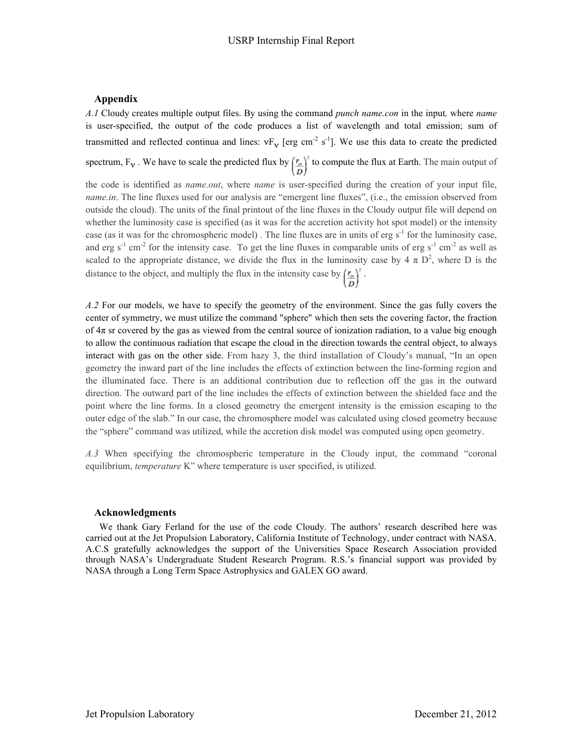## Appendix

*A.1* Cloudy creates multiple output files. By using the command *punch name.con* in the input, where *name* is user-specified, the output of the code produces a list of wavelength and total emission; sum of transmitted and reflected continua and lines: $\nu F_\nu$ [erg cm$^{-2}$ s$^{-1}$]. We use this data to create the predicted spectrum, $F_\nu$ . We have to scale the predicted flux by $\left(\frac{r_{in}}{D}\right)^2$ to compute the flux at Earth. The main output of the code is identified as *name.out*, where *name* is user-specified during the creation of your input file, *name.in*. The line fluxes used for our analysis are "emergent line fluxes", (i.e., the emission observed from outside the cloud). The units of the final printout of the line fluxes in the Cloudy output file will depend on whether the luminosity case is specified (as it was for the accretion activity hot spot model) or the intensity case (as it was for the chromospheric model) . The line fluxes are in units of erg s$^{-1}$ for the luminosity case, and erg s$^{-1}$ cm$^{-2}$ for the intensity case. To get the line fluxes in comparable units of erg s$^{-1}$ cm$^{-2}$ as well as scaled to the appropriate distance, we divide the flux in the luminosity case by $4 \pi D^2$, where D is the distance to the object, and multiply the flux in the intensity case by $\left(\frac{r_{in}}{D}\right)^2$.

*A.2* For our models, we have to specify the geometry of the environment. Since the gas fully covers the center of symmetry, we must utilize the command "sphere" which then sets the covering factor, the fraction of $4\pi$ sr covered by the gas as viewed from the central source of ionization radiation, to a value big enough to allow the continuous radiation that escape the cloud in the direction towards the central object, to always interact with gas on the other side. From hazy 3, the third installation of Cloudy's manual, "In an open geometry the inward part of the line includes the effects of extinction between the line-forming region and the illuminated face. There is an additional contribution due to reflection off the gas in the outward direction. The outward part of the line includes the effects of extinction between the shielded face and the point where the line forms. In a closed geometry the emergent intensity is the emission escaping to the outer edge of the slab." In our case, the chromosphere model was calculated using closed geometry because the "sphere" command was utilized, while the accretion disk model was computed using open geometry.

*A.3* When specifying the chromospheric temperature in the Cloudy input, the command "coronal equilibrium, *temperature* K" where temperature is user specified, is utilized.

## Acknowledgments

We thank Gary Ferland for the use of the code Cloudy. The authors' research described here was carried out at the Jet Propulsion Laboratory, California Institute of Technology, under contract with NASA. A.C.S gratefully acknowledges the support of the Universities Space Research Association provided through NASA's Undergraduate Student Research Program. R.S.'s financial support was provided by NASA through a Long Term Space Astrophysics and GALEX GO award.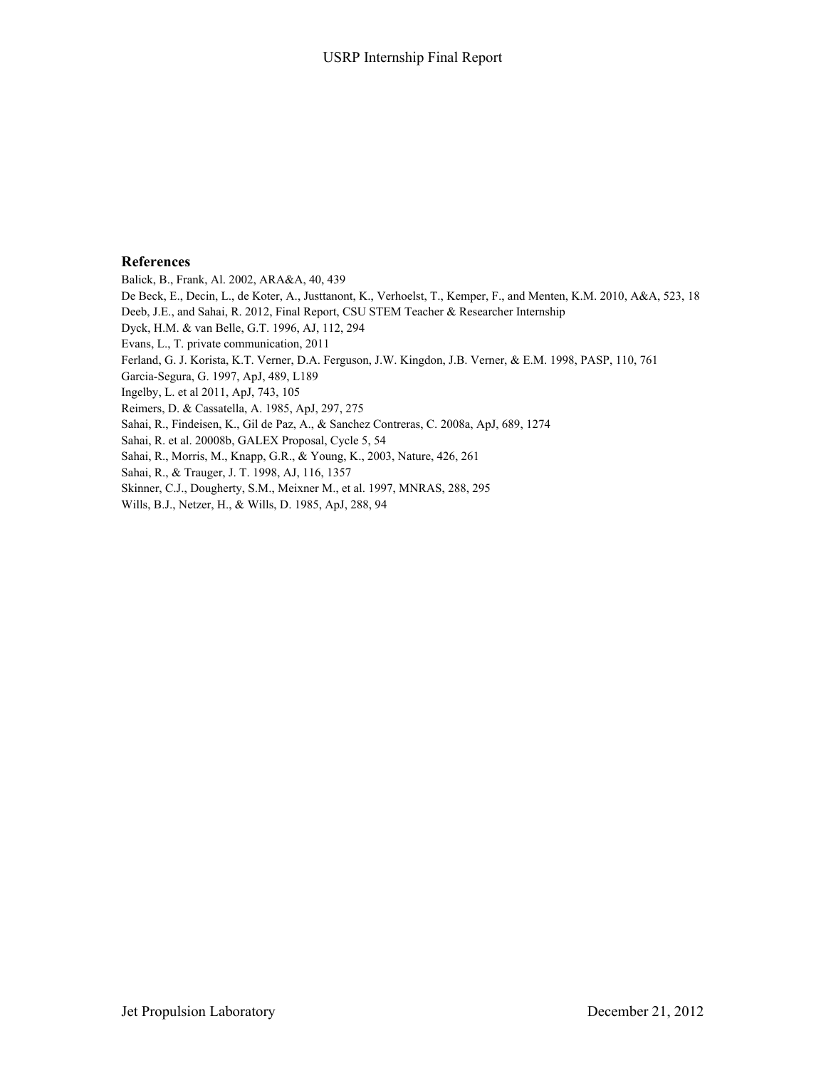## References

Balick, B., Frank, Al. 2002, ARA&A, 40, 439

De Beck, E., Decin, L., de Koter, A., Justtanont, K., Verhoelst, T., Kemper, F., and Menten, K.M. 2010, A&A, 523, 18

Deeb, J.E., and Sahai, R. 2012, Final Report, CSU STEM Teacher & Researcher Internship

Dyck, H.M. & van Belle, G.T. 1996, AJ, 112, 294

Evans, L., T. private communication, 2011

Ferland, G. J. Korista, K.T. Verner, D.A. Ferguson, J.W. Kingdon, J.B. Verner, & E.M. 1998, PASP, 110, 761

Garcia-Segura, G. 1997, ApJ, 489, L189

Ingelby, L. et al 2011, ApJ, 743, 105

Reimers, D. & Cassatella, A. 1985, ApJ, 297, 275

Sahai, R., Findeisen, K., Gil de Paz, A., & Sanchez Contreras, C. 2008a, ApJ, 689, 1274

Sahai, R. et al. 20008b, GALEX Proposal, Cycle 5, 54

Sahai, R., Morris, M., Knapp, G.R., & Young, K., 2003, Nature, 426, 261

Sahai, R., & Trauger, J. T. 1998, AJ, 116, 1357

Skinner, C.J., Dougherty, S.M., Meixner M., et al. 1997, MNRAS, 288, 295

Wills, B.J., Netzer, H., & Wills, D. 1985, ApJ, 288, 94